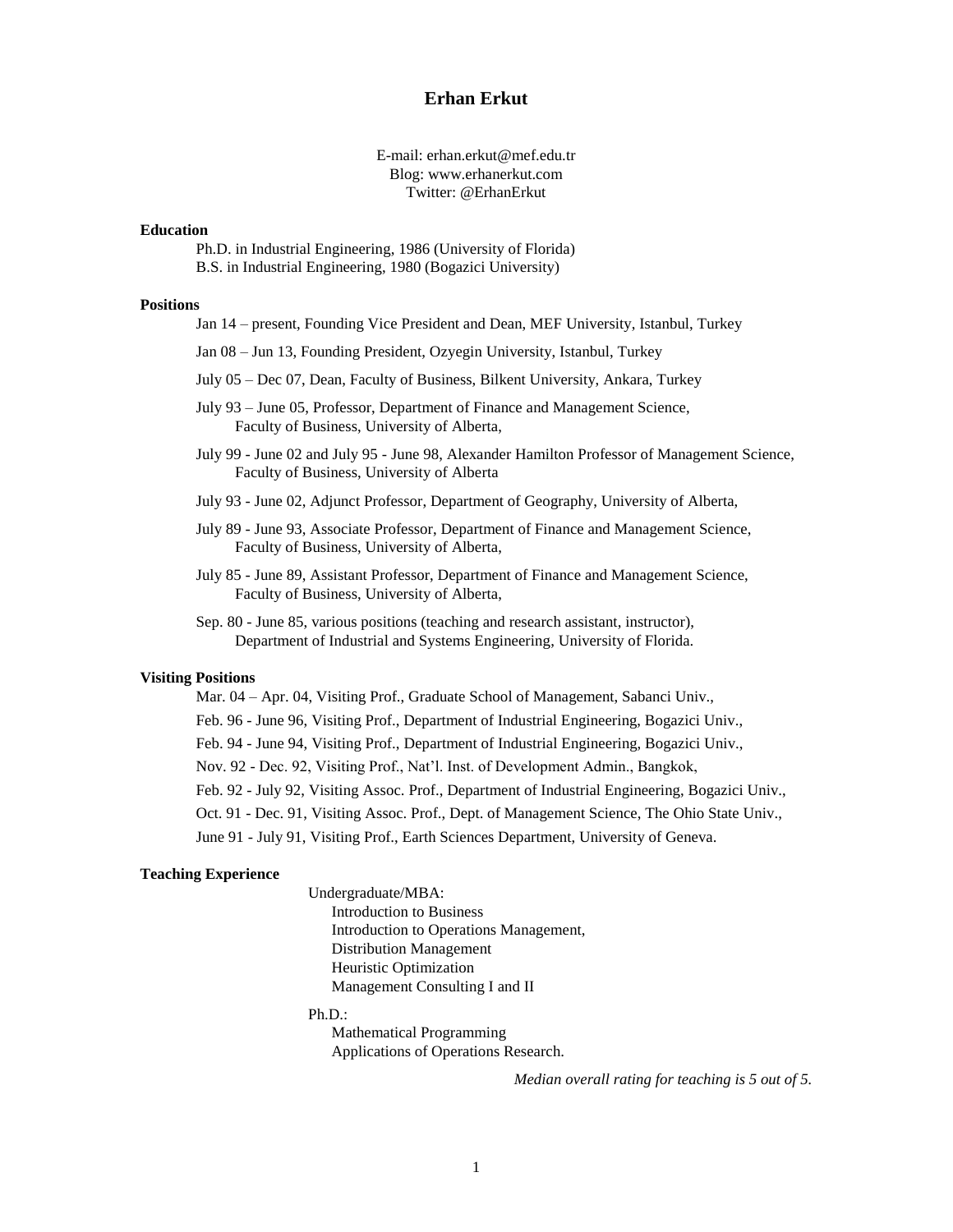# Erhan Erkut

E-mail: erhan.erkut@mef.edu.tr
Blog: www.erhanerkut.com
Twitter: @ErhanErkut

## Education

Ph.D. in Industrial Engineering, 1986 (University of Florida)
B.S. in Industrial Engineering, 1980 (Bogazici University)

## Positions

Jan 14 – present, Founding Vice President and Dean, MEF University, Istanbul, Turkey

Jan 08 – Jun 13, Founding President, Ozyegin University, Istanbul, Turkey

July 05 – Dec 07, Dean, Faculty of Business, Bilkent University, Ankara, Turkey

July 93 – June 05, Professor, Department of Finance and Management Science, Faculty of Business, University of Alberta,

July 99 - June 02 and July 95 - June 98, Alexander Hamilton Professor of Management Science, Faculty of Business, University of Alberta

July 93 - June 02, Adjunct Professor, Department of Geography, University of Alberta,

July 89 - June 93, Associate Professor, Department of Finance and Management Science, Faculty of Business, University of Alberta,

July 85 - June 89, Assistant Professor, Department of Finance and Management Science, Faculty of Business, University of Alberta,

Sep. 80 - June 85, various positions (teaching and research assistant, instructor), Department of Industrial and Systems Engineering, University of Florida.

## Visiting Positions

Mar. 04 – Apr. 04, Visiting Prof., Graduate School of Management, Sabanci Univ.,

Feb. 96 - June 96, Visiting Prof., Department of Industrial Engineering, Bogazici Univ.,

Feb. 94 - June 94, Visiting Prof., Department of Industrial Engineering, Bogazici Univ.,

Nov. 92 - Dec. 92, Visiting Prof., Nat'l. Inst. of Development Admin., Bangkok,

Feb. 92 - July 92, Visiting Assoc. Prof., Department of Industrial Engineering, Bogazici Univ.,

Oct. 91 - Dec. 91, Visiting Assoc. Prof., Dept. of Management Science, The Ohio State Univ.,

June 91 - July 91, Visiting Prof., Earth Sciences Department, University of Geneva.

## Teaching Experience

Undergraduate/MBA:
- Introduction to Business
- Introduction to Operations Management,
- Distribution Management
- Heuristic Optimization
- Management Consulting I and II

Ph.D.:
- Mathematical Programming
- Applications of Operations Research.

*Median overall rating for teaching is 5 out of 5.*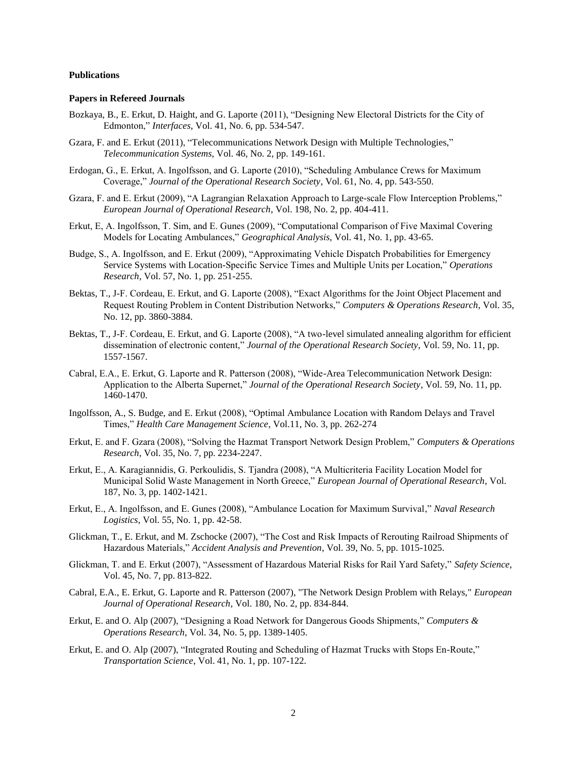**Publications**

**Papers in Refereed Journals**

Bozkaya, B., E. Erkut, D. Haight, and G. Laporte (2011), "Designing New Electoral Districts for the City of Edmonton," *Interfaces*, Vol. 41, No. 6, pp. 534-547.

Gzara, F. and E. Erkut (2011), "Telecommunications Network Design with Multiple Technologies," *Telecommunication Systems*, Vol. 46, No. 2, pp. 149-161.

Erdogan, G., E. Erkut, A. Ingolfsson, and G. Laporte (2010), "Scheduling Ambulance Crews for Maximum Coverage," *Journal of the Operational Research Society*, Vol. 61, No. 4, pp. 543-550.

Gzara, F. and E. Erkut (2009), "A Lagrangian Relaxation Approach to Large-scale Flow Interception Problems," *European Journal of Operational Research*, Vol. 198, No. 2, pp. 404-411.

Erkut, E, A. Ingolfsson, T. Sim, and E. Gunes (2009), "Computational Comparison of Five Maximal Covering Models for Locating Ambulances," *Geographical Analysis*, Vol. 41, No. 1, pp. 43-65.

Budge, S., A. Ingolfsson, and E. Erkut (2009), "Approximating Vehicle Dispatch Probabilities for Emergency Service Systems with Location-Specific Service Times and Multiple Units per Location," *Operations Research*, Vol. 57, No. 1, pp. 251-255.

Bektas, T., J-F. Cordeau, E. Erkut, and G. Laporte (2008), "Exact Algorithms for the Joint Object Placement and Request Routing Problem in Content Distribution Networks," *Computers & Operations Research*, Vol. 35, No. 12, pp. 3860-3884.

Bektas, T., J-F. Cordeau, E. Erkut, and G. Laporte (2008), "A two-level simulated annealing algorithm for efficient dissemination of electronic content," *Journal of the Operational Research Society*, Vol. 59, No. 11, pp. 1557-1567.

Cabral, E.A., E. Erkut, G. Laporte and R. Patterson (2008), "Wide-Area Telecommunication Network Design: Application to the Alberta Supernet," *Journal of the Operational Research Society*, Vol. 59, No. 11, pp. 1460-1470.

Ingolfsson, A., S. Budge, and E. Erkut (2008), "Optimal Ambulance Location with Random Delays and Travel Times," *Health Care Management Science*, Vol.11, No. 3, pp. 262-274

Erkut, E. and F. Gzara (2008), "Solving the Hazmat Transport Network Design Problem," *Computers & Operations Research*, Vol. 35, No. 7, pp. 2234-2247.

Erkut, E., A. Karagiannidis, G. Perkoulidis, S. Tjandra (2008), "A Multicriteria Facility Location Model for Municipal Solid Waste Management in North Greece," *European Journal of Operational Research*, Vol. 187, No. 3, pp. 1402-1421.

Erkut, E., A. Ingolfsson, and E. Gunes (2008), "Ambulance Location for Maximum Survival," *Naval Research Logistics*, Vol. 55, No. 1, pp. 42-58.

Glickman, T., E. Erkut, and M. Zschocke (2007), "The Cost and Risk Impacts of Rerouting Railroad Shipments of Hazardous Materials," *Accident Analysis and Prevention*, Vol. 39, No. 5, pp. 1015-1025.

Glickman, T. and E. Erkut (2007), "Assessment of Hazardous Material Risks for Rail Yard Safety," *Safety Science*, Vol. 45, No. 7, pp. 813-822.

Cabral, E.A., E. Erkut, G. Laporte and R. Patterson (2007), "The Network Design Problem with Relays," *European Journal of Operational Research*, Vol. 180, No. 2, pp. 834-844.

Erkut, E. and O. Alp (2007), "Designing a Road Network for Dangerous Goods Shipments," *Computers & Operations Research*, Vol. 34, No. 5, pp. 1389-1405.

Erkut, E. and O. Alp (2007), "Integrated Routing and Scheduling of Hazmat Trucks with Stops En-Route," *Transportation Science*, Vol. 41, No. 1, pp. 107-122.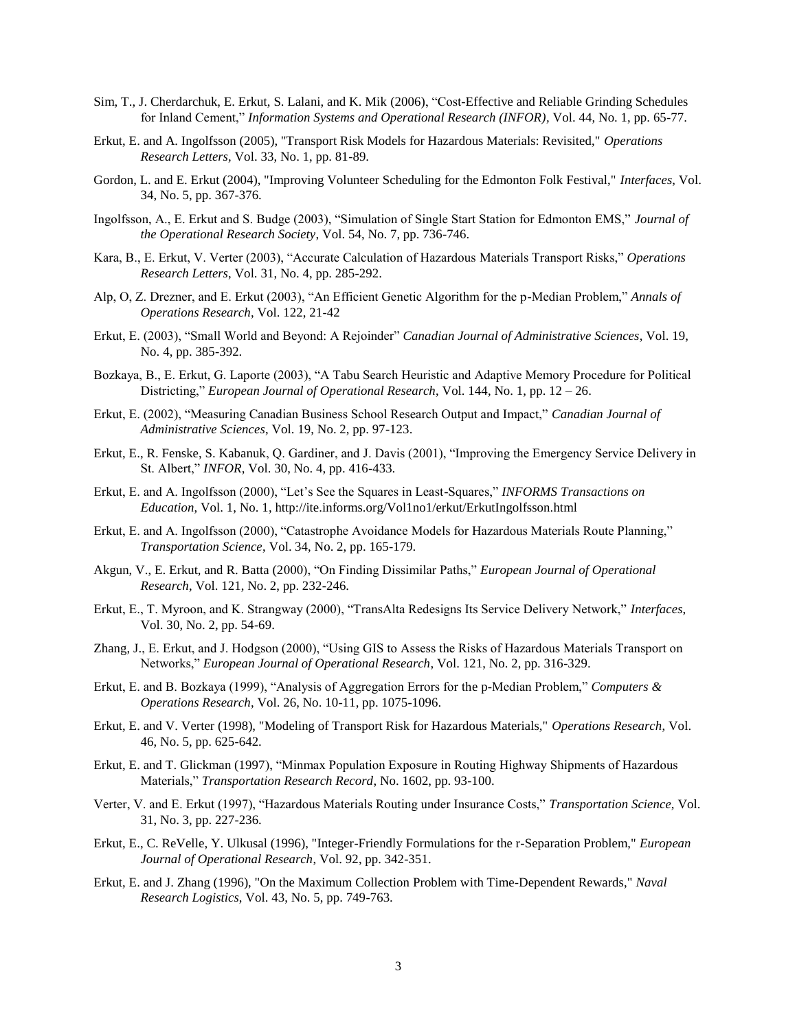Sim, T., J. Cherdarchuk, E. Erkut, S. Lalani, and K. Mik (2006), "Cost-Effective and Reliable Grinding Schedules for Inland Cement," *Information Systems and Operational Research (INFOR)*, Vol. 44, No. 1, pp. 65-77.

Erkut, E. and A. Ingolfsson (2005), "Transport Risk Models for Hazardous Materials: Revisited," *Operations Research Letters*, Vol. 33, No. 1, pp. 81-89.

Gordon, L. and E. Erkut (2004), "Improving Volunteer Scheduling for the Edmonton Folk Festival," *Interfaces*, Vol. 34, No. 5, pp. 367-376.

Ingolfsson, A., E. Erkut and S. Budge (2003), "Simulation of Single Start Station for Edmonton EMS," *Journal of the Operational Research Society*, Vol. 54, No. 7, pp. 736-746.

Kara, B., E. Erkut, V. Verter (2003), "Accurate Calculation of Hazardous Materials Transport Risks," *Operations Research Letters*, Vol. 31, No. 4, pp. 285-292.

Alp, O, Z. Drezner, and E. Erkut (2003), "An Efficient Genetic Algorithm for the p-Median Problem," *Annals of Operations Research*, Vol. 122, 21-42

Erkut, E. (2003), "Small World and Beyond: A Rejoinder" *Canadian Journal of Administrative Sciences*, Vol. 19, No. 4, pp. 385-392.

Bozkaya, B., E. Erkut, G. Laporte (2003), "A Tabu Search Heuristic and Adaptive Memory Procedure for Political Districting," *European Journal of Operational Research*, Vol. 144, No. 1, pp. 12 – 26.

Erkut, E. (2002), "Measuring Canadian Business School Research Output and Impact," *Canadian Journal of Administrative Sciences*, Vol. 19, No. 2, pp. 97-123.

Erkut, E., R. Fenske, S. Kabanuk, Q. Gardiner, and J. Davis (2001), "Improving the Emergency Service Delivery in St. Albert," *INFOR*, Vol. 30, No. 4, pp. 416-433.

Erkut, E. and A. Ingolfsson (2000), "Let's See the Squares in Least-Squares," *INFORMS Transactions on Education*, Vol. 1, No. 1, http://ite.informs.org/Vol1no1/erkut/ErkutIngolfsson.html

Erkut, E. and A. Ingolfsson (2000), "Catastrophe Avoidance Models for Hazardous Materials Route Planning," *Transportation Science*, Vol. 34, No. 2, pp. 165-179.

Akgun, V., E. Erkut, and R. Batta (2000), "On Finding Dissimilar Paths," *European Journal of Operational Research*, Vol. 121, No. 2, pp. 232-246.

Erkut, E., T. Myroon, and K. Strangway (2000), "TransAlta Redesigns Its Service Delivery Network," *Interfaces*, Vol. 30, No. 2, pp. 54-69.

Zhang, J., E. Erkut, and J. Hodgson (2000), "Using GIS to Assess the Risks of Hazardous Materials Transport on Networks," *European Journal of Operational Research*, Vol. 121, No. 2, pp. 316-329.

Erkut, E. and B. Bozkaya (1999), "Analysis of Aggregation Errors for the p-Median Problem," *Computers & Operations Research*, Vol. 26, No. 10-11, pp. 1075-1096.

Erkut, E. and V. Verter (1998), "Modeling of Transport Risk for Hazardous Materials," *Operations Research*, Vol. 46, No. 5, pp. 625-642.

Erkut, E. and T. Glickman (1997), "Minmax Population Exposure in Routing Highway Shipments of Hazardous Materials," *Transportation Research Record*, No. 1602, pp. 93-100.

Verter, V. and E. Erkut (1997), "Hazardous Materials Routing under Insurance Costs," *Transportation Science*, Vol. 31, No. 3, pp. 227-236.

Erkut, E., C. ReVelle, Y. Ulkusal (1996), "Integer-Friendly Formulations for the r-Separation Problem," *European Journal of Operational Research*, Vol. 92, pp. 342-351.

Erkut, E. and J. Zhang (1996), "On the Maximum Collection Problem with Time-Dependent Rewards," *Naval Research Logistics*, Vol. 43, No. 5, pp. 749-763.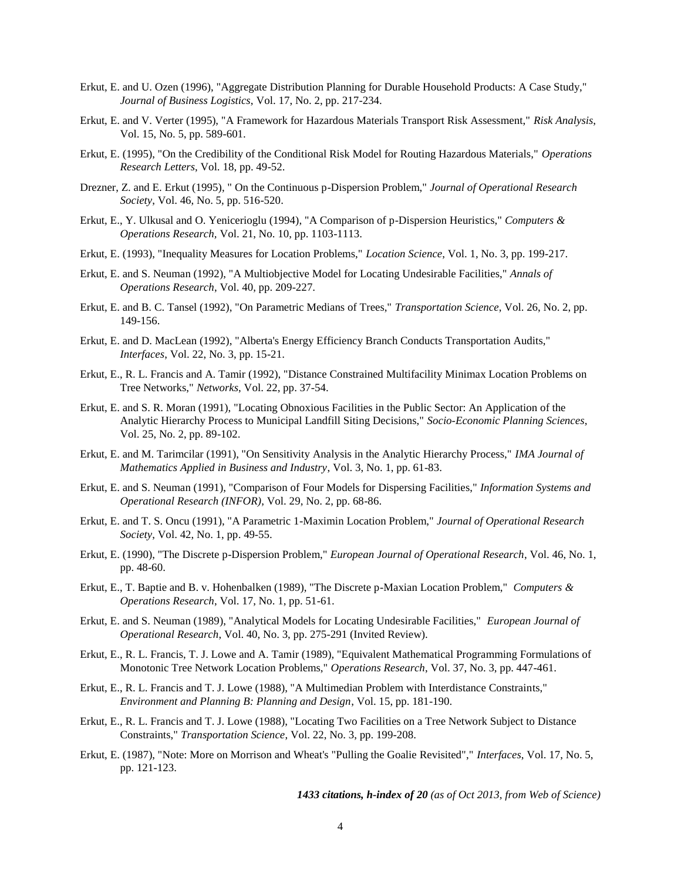Erkut, E. and U. Ozen (1996), "Aggregate Distribution Planning for Durable Household Products: A Case Study," *Journal of Business Logistics*, Vol. 17, No. 2, pp. 217-234.

Erkut, E. and V. Verter (1995), "A Framework for Hazardous Materials Transport Risk Assessment," *Risk Analysis*, Vol. 15, No. 5, pp. 589-601.

Erkut, E. (1995), "On the Credibility of the Conditional Risk Model for Routing Hazardous Materials," *Operations Research Letters*, Vol. 18, pp. 49-52.

Drezner, Z. and E. Erkut (1995), " On the Continuous p-Dispersion Problem," *Journal of Operational Research Society*, Vol. 46, No. 5, pp. 516-520.

Erkut, E., Y. Ulkusal and O. Yenicerioglu (1994), "A Comparison of p-Dispersion Heuristics," *Computers & Operations Research*, Vol. 21, No. 10, pp. 1103-1113.

Erkut, E. (1993), "Inequality Measures for Location Problems," *Location Science*, Vol. 1, No. 3, pp. 199-217.

Erkut, E. and S. Neuman (1992), "A Multiobjective Model for Locating Undesirable Facilities," *Annals of Operations Research*, Vol. 40, pp. 209-227.

Erkut, E. and B. C. Tansel (1992), "On Parametric Medians of Trees," *Transportation Science*, Vol. 26, No. 2, pp. 149-156.

Erkut, E. and D. MacLean (1992), "Alberta's Energy Efficiency Branch Conducts Transportation Audits," *Interfaces*, Vol. 22, No. 3, pp. 15-21.

Erkut, E., R. L. Francis and A. Tamir (1992), "Distance Constrained Multifacility Minimax Location Problems on Tree Networks," *Networks*, Vol. 22, pp. 37-54.

Erkut, E. and S. R. Moran (1991), "Locating Obnoxious Facilities in the Public Sector: An Application of the Analytic Hierarchy Process to Municipal Landfill Siting Decisions," *Socio-Economic Planning Sciences*, Vol. 25, No. 2, pp. 89-102.

Erkut, E. and M. Tarimcilar (1991), "On Sensitivity Analysis in the Analytic Hierarchy Process," *IMA Journal of Mathematics Applied in Business and Industry*, Vol. 3, No. 1, pp. 61-83.

Erkut, E. and S. Neuman (1991), "Comparison of Four Models for Dispersing Facilities," *Information Systems and Operational Research (INFOR)*, Vol. 29, No. 2, pp. 68-86.

Erkut, E. and T. S. Oncu (1991), "A Parametric 1-Maximin Location Problem," *Journal of Operational Research Society*, Vol. 42, No. 1, pp. 49-55.

Erkut, E. (1990), "The Discrete p-Dispersion Problem," *European Journal of Operational Research*, Vol. 46, No. 1, pp. 48-60.

Erkut, E., T. Baptie and B. v. Hohenbalken (1989), "The Discrete p-Maxian Location Problem," *Computers & Operations Research*, Vol. 17, No. 1, pp. 51-61.

Erkut, E. and S. Neuman (1989), "Analytical Models for Locating Undesirable Facilities," *European Journal of Operational Research*, Vol. 40, No. 3, pp. 275-291 (Invited Review).

Erkut, E., R. L. Francis, T. J. Lowe and A. Tamir (1989), "Equivalent Mathematical Programming Formulations of Monotonic Tree Network Location Problems," *Operations Research*, Vol. 37, No. 3, pp. 447-461.

Erkut, E., R. L. Francis and T. J. Lowe (1988), "A Multimedian Problem with Interdistance Constraints," *Environment and Planning B: Planning and Design*, Vol. 15, pp. 181-190.

Erkut, E., R. L. Francis and T. J. Lowe (1988), "Locating Two Facilities on a Tree Network Subject to Distance Constraints," *Transportation Science*, Vol. 22, No. 3, pp. 199-208.

Erkut, E. (1987), "Note: More on Morrison and Wheat's "Pulling the Goalie Revisited"," *Interfaces*, Vol. 17, No. 5, pp. 121-123.

***1433 citations, h-index of 20*** *(as of Oct 2013, from Web of Science)*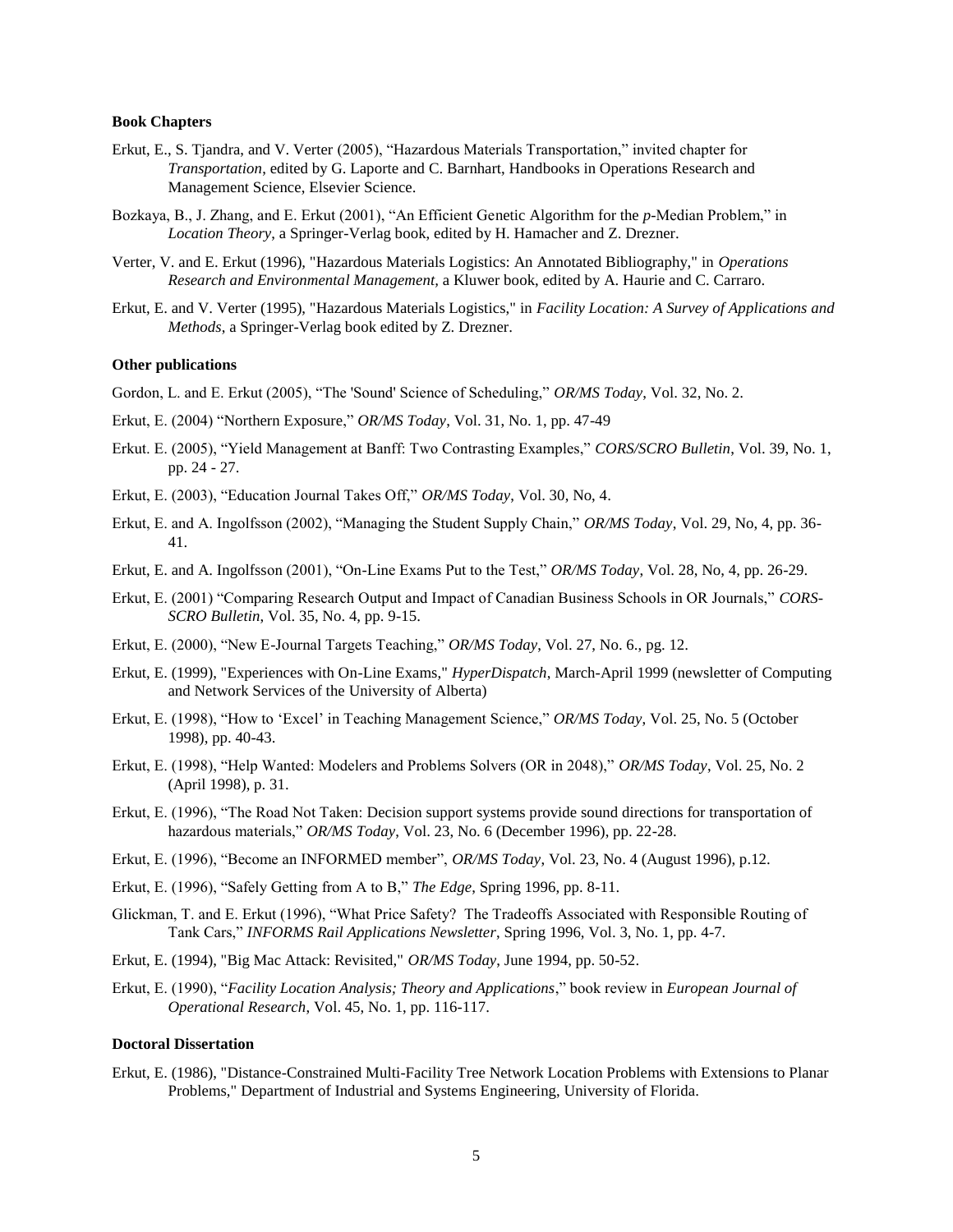### Book Chapters

Erkut, E., S. Tjandra, and V. Verter (2005), "Hazardous Materials Transportation," invited chapter for *Transportation*, edited by G. Laporte and C. Barnhart, Handbooks in Operations Research and Management Science, Elsevier Science.

Bozkaya, B., J. Zhang, and E. Erkut (2001), "An Efficient Genetic Algorithm for the *p*-Median Problem," in *Location Theory*, a Springer-Verlag book, edited by H. Hamacher and Z. Drezner.

Verter, V. and E. Erkut (1996), "Hazardous Materials Logistics: An Annotated Bibliography," in *Operations Research and Environmental Management*, a Kluwer book, edited by A. Haurie and C. Carraro.

Erkut, E. and V. Verter (1995), "Hazardous Materials Logistics," in *Facility Location: A Survey of Applications and Methods*, a Springer-Verlag book edited by Z. Drezner.

### Other publications

Gordon, L. and E. Erkut (2005), "The 'Sound' Science of Scheduling," *OR/MS Today*, Vol. 32, No. 2.

Erkut, E. (2004) "Northern Exposure," *OR/MS Today*, Vol. 31, No. 1, pp. 47-49

Erkut. E. (2005), "Yield Management at Banff: Two Contrasting Examples," *CORS/SCRO Bulletin*, Vol. 39, No. 1, pp. 24 - 27.

Erkut, E. (2003), "Education Journal Takes Off," *OR/MS Today*, Vol. 30, No, 4.

Erkut, E. and A. Ingolfsson (2002), "Managing the Student Supply Chain," *OR/MS Today*, Vol. 29, No, 4, pp. 36-41.

Erkut, E. and A. Ingolfsson (2001), "On-Line Exams Put to the Test," *OR/MS Today*, Vol. 28, No, 4, pp. 26-29.

Erkut, E. (2001) "Comparing Research Output and Impact of Canadian Business Schools in OR Journals," *CORS-SCRO Bulletin*, Vol. 35, No. 4, pp. 9-15.

Erkut, E. (2000), "New E-Journal Targets Teaching," *OR/MS Today*, Vol. 27, No. 6., pg. 12.

Erkut, E. (1999), "Experiences with On-Line Exams," *HyperDispatch*, March-April 1999 (newsletter of Computing and Network Services of the University of Alberta)

Erkut, E. (1998), "How to 'Excel' in Teaching Management Science," *OR/MS Today*, Vol. 25, No. 5 (October 1998), pp. 40-43.

Erkut, E. (1998), "Help Wanted: Modelers and Problems Solvers (OR in 2048)," *OR/MS Today*, Vol. 25, No. 2 (April 1998), p. 31.

Erkut, E. (1996), "The Road Not Taken: Decision support systems provide sound directions for transportation of hazardous materials," *OR/MS Today*, Vol. 23, No. 6 (December 1996), pp. 22-28.

Erkut, E. (1996), "Become an INFORMED member", *OR/MS Today*, Vol. 23, No. 4 (August 1996), p.12.

Erkut, E. (1996), "Safely Getting from A to B," *The Edge*, Spring 1996, pp. 8-11.

Glickman, T. and E. Erkut (1996), "What Price Safety? The Tradeoffs Associated with Responsible Routing of Tank Cars," *INFORMS Rail Applications Newsletter*, Spring 1996, Vol. 3, No. 1, pp. 4-7.

Erkut, E. (1994), "Big Mac Attack: Revisited," *OR/MS Today*, June 1994, pp. 50-52.

Erkut, E. (1990), "*Facility Location Analysis; Theory and Applications*," book review in *European Journal of Operational Research*, Vol. 45, No. 1, pp. 116-117.

### Doctoral Dissertation

Erkut, E. (1986), "Distance-Constrained Multi-Facility Tree Network Location Problems with Extensions to Planar Problems," Department of Industrial and Systems Engineering, University of Florida.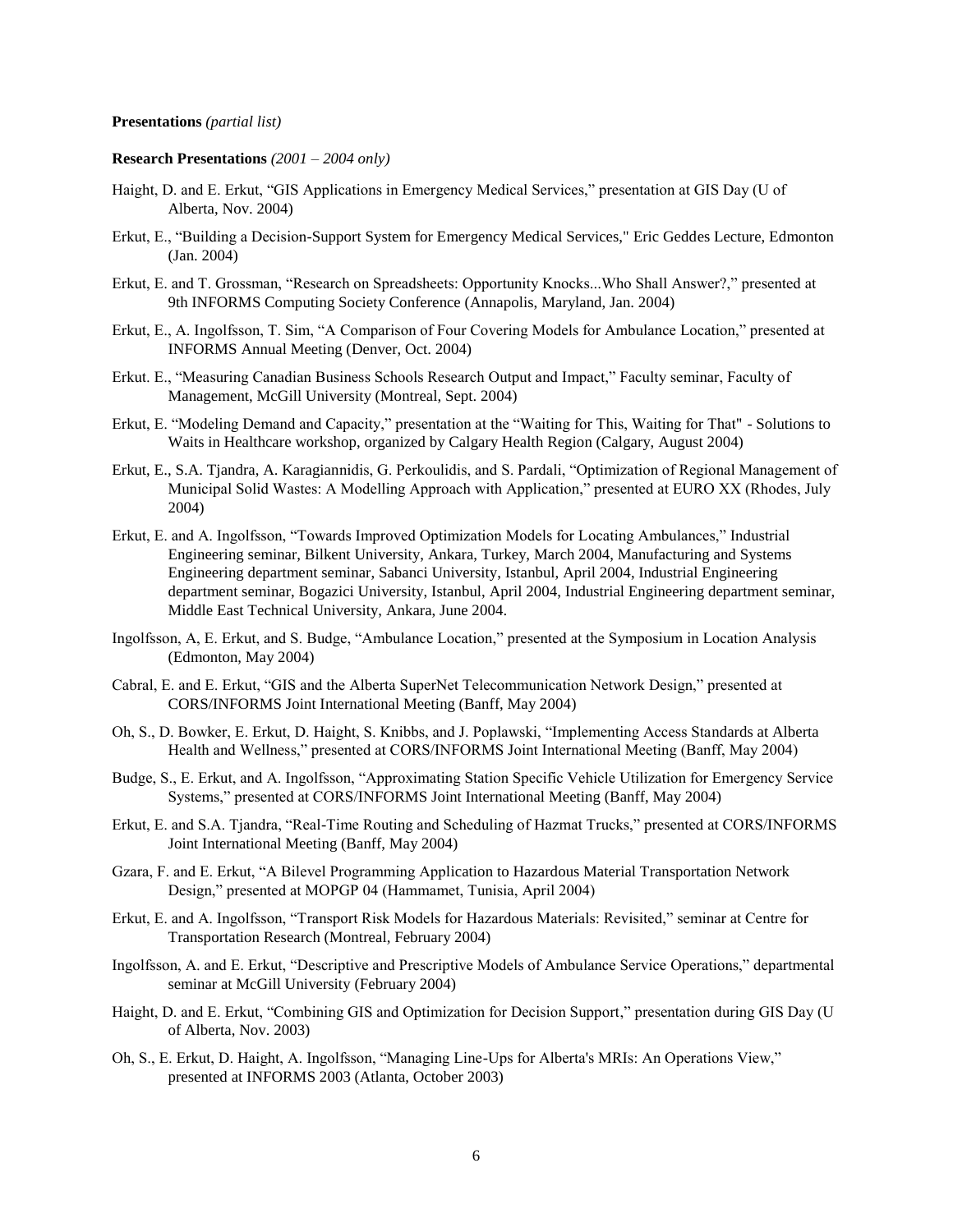**Presentations** *(partial list)*

**Research Presentations** *(2001 – 2004 only)*

Haight, D. and E. Erkut, "GIS Applications in Emergency Medical Services," presentation at GIS Day (U of Alberta, Nov. 2004)

Erkut, E., "Building a Decision-Support System for Emergency Medical Services," Eric Geddes Lecture, Edmonton (Jan. 2004)

Erkut, E. and T. Grossman, "Research on Spreadsheets: Opportunity Knocks...Who Shall Answer?," presented at 9th INFORMS Computing Society Conference (Annapolis, Maryland, Jan. 2004)

Erkut, E., A. Ingolfsson, T. Sim, "A Comparison of Four Covering Models for Ambulance Location," presented at INFORMS Annual Meeting (Denver, Oct. 2004)

Erkut. E., "Measuring Canadian Business Schools Research Output and Impact," Faculty seminar, Faculty of Management, McGill University (Montreal, Sept. 2004)

Erkut, E. "Modeling Demand and Capacity," presentation at the "Waiting for This, Waiting for That" - Solutions to Waits in Healthcare workshop, organized by Calgary Health Region (Calgary, August 2004)

Erkut, E., S.A. Tjandra, A. Karagiannidis, G. Perkoulidis, and S. Pardali, "Optimization of Regional Management of Municipal Solid Wastes: A Modelling Approach with Application," presented at EURO XX (Rhodes, July 2004)

Erkut, E. and A. Ingolfsson, "Towards Improved Optimization Models for Locating Ambulances," Industrial Engineering seminar, Bilkent University, Ankara, Turkey, March 2004, Manufacturing and Systems Engineering department seminar, Sabanci University, Istanbul, April 2004, Industrial Engineering department seminar, Bogazici University, Istanbul, April 2004, Industrial Engineering department seminar, Middle East Technical University, Ankara, June 2004.

Ingolfsson, A, E. Erkut, and S. Budge, "Ambulance Location," presented at the Symposium in Location Analysis (Edmonton, May 2004)

Cabral, E. and E. Erkut, "GIS and the Alberta SuperNet Telecommunication Network Design," presented at CORS/INFORMS Joint International Meeting (Banff, May 2004)

Oh, S., D. Bowker, E. Erkut, D. Haight, S. Knibbs, and J. Poplawski, "Implementing Access Standards at Alberta Health and Wellness," presented at CORS/INFORMS Joint International Meeting (Banff, May 2004)

Budge, S., E. Erkut, and A. Ingolfsson, "Approximating Station Specific Vehicle Utilization for Emergency Service Systems," presented at CORS/INFORMS Joint International Meeting (Banff, May 2004)

Erkut, E. and S.A. Tjandra, "Real-Time Routing and Scheduling of Hazmat Trucks," presented at CORS/INFORMS Joint International Meeting (Banff, May 2004)

Gzara, F. and E. Erkut, "A Bilevel Programming Application to Hazardous Material Transportation Network Design," presented at MOPGP 04 (Hammamet, Tunisia, April 2004)

Erkut, E. and A. Ingolfsson, "Transport Risk Models for Hazardous Materials: Revisited," seminar at Centre for Transportation Research (Montreal, February 2004)

Ingolfsson, A. and E. Erkut, "Descriptive and Prescriptive Models of Ambulance Service Operations," departmental seminar at McGill University (February 2004)

Haight, D. and E. Erkut, "Combining GIS and Optimization for Decision Support," presentation during GIS Day (U of Alberta, Nov. 2003)

Oh, S., E. Erkut, D. Haight, A. Ingolfsson, "Managing Line-Ups for Alberta's MRIs: An Operations View," presented at INFORMS 2003 (Atlanta, October 2003)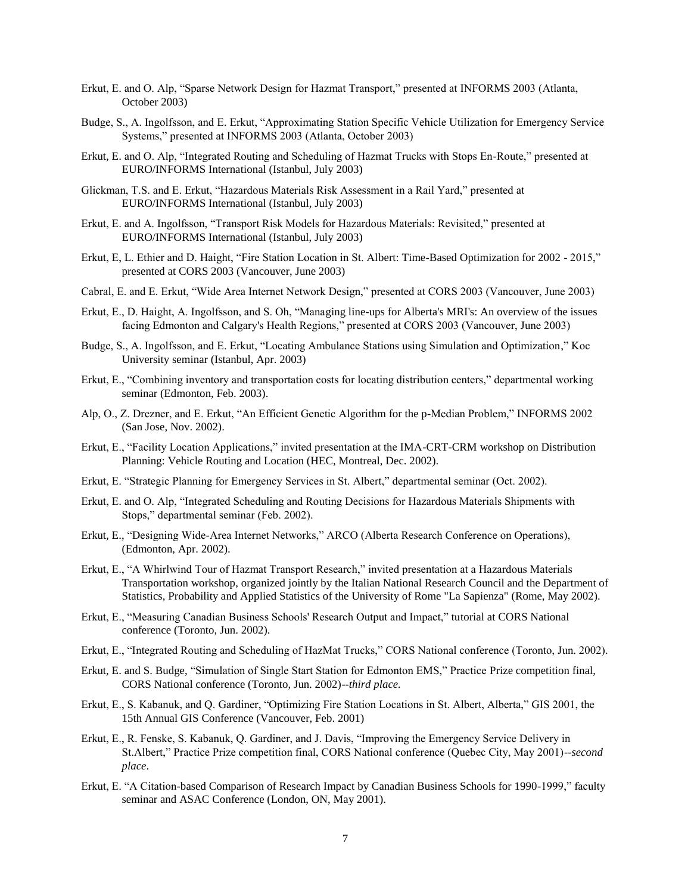Erkut, E. and O. Alp, “Sparse Network Design for Hazmat Transport,” presented at INFORMS 2003 (Atlanta, October 2003)

Budge, S., A. Ingolfsson, and E. Erkut, “Approximating Station Specific Vehicle Utilization for Emergency Service Systems,” presented at INFORMS 2003 (Atlanta, October 2003)

Erkut, E. and O. Alp, “Integrated Routing and Scheduling of Hazmat Trucks with Stops En-Route,” presented at EURO/INFORMS International (Istanbul, July 2003)

Glickman, T.S. and E. Erkut, “Hazardous Materials Risk Assessment in a Rail Yard,” presented at EURO/INFORMS International (Istanbul, July 2003)

Erkut, E. and A. Ingolfsson, “Transport Risk Models for Hazardous Materials: Revisited,” presented at EURO/INFORMS International (Istanbul, July 2003)

Erkut, E, L. Ethier and D. Haight, “Fire Station Location in St. Albert: Time-Based Optimization for 2002 - 2015,” presented at CORS 2003 (Vancouver, June 2003)

Cabral, E. and E. Erkut, “Wide Area Internet Network Design,” presented at CORS 2003 (Vancouver, June 2003)

Erkut, E., D. Haight, A. Ingolfsson, and S. Oh, “Managing line-ups for Alberta's MRI's: An overview of the issues facing Edmonton and Calgary's Health Regions,” presented at CORS 2003 (Vancouver, June 2003)

Budge, S., A. Ingolfsson, and E. Erkut, “Locating Ambulance Stations using Simulation and Optimization,” Koc University seminar (Istanbul, Apr. 2003)

Erkut, E., “Combining inventory and transportation costs for locating distribution centers,” departmental working seminar (Edmonton, Feb. 2003).

Alp, O., Z. Drezner, and E. Erkut, “An Efficient Genetic Algorithm for the p-Median Problem,” INFORMS 2002 (San Jose, Nov. 2002).

Erkut, E., “Facility Location Applications,” invited presentation at the IMA-CRT-CRM workshop on Distribution Planning: Vehicle Routing and Location (HEC, Montreal, Dec. 2002).

Erkut, E. “Strategic Planning for Emergency Services in St. Albert,” departmental seminar (Oct. 2002).

Erkut, E. and O. Alp, “Integrated Scheduling and Routing Decisions for Hazardous Materials Shipments with Stops,” departmental seminar (Feb. 2002).

Erkut, E., “Designing Wide-Area Internet Networks,” ARCO (Alberta Research Conference on Operations), (Edmonton, Apr. 2002).

Erkut, E., “A Whirlwind Tour of Hazmat Transport Research,” invited presentation at a Hazardous Materials Transportation workshop, organized jointly by the Italian National Research Council and the Department of Statistics, Probability and Applied Statistics of the University of Rome "La Sapienza" (Rome, May 2002).

Erkut, E., “Measuring Canadian Business Schools' Research Output and Impact,” tutorial at CORS National conference (Toronto, Jun. 2002).

Erkut, E., “Integrated Routing and Scheduling of HazMat Trucks,” CORS National conference (Toronto, Jun. 2002).

Erkut, E. and S. Budge, “Simulation of Single Start Station for Edmonton EMS,” Practice Prize competition final, CORS National conference (Toronto, Jun. 2002)--*third place.*

Erkut, E., S. Kabanuk, and Q. Gardiner, “Optimizing Fire Station Locations in St. Albert, Alberta,” GIS 2001, the 15th Annual GIS Conference (Vancouver, Feb. 2001)

Erkut, E., R. Fenske, S. Kabanuk, Q. Gardiner, and J. Davis, “Improving the Emergency Service Delivery in St.Albert,” Practice Prize competition final, CORS National conference (Quebec City, May 2001)--*second place*.

Erkut, E. “A Citation-based Comparison of Research Impact by Canadian Business Schools for 1990-1999,” faculty seminar and ASAC Conference (London, ON, May 2001).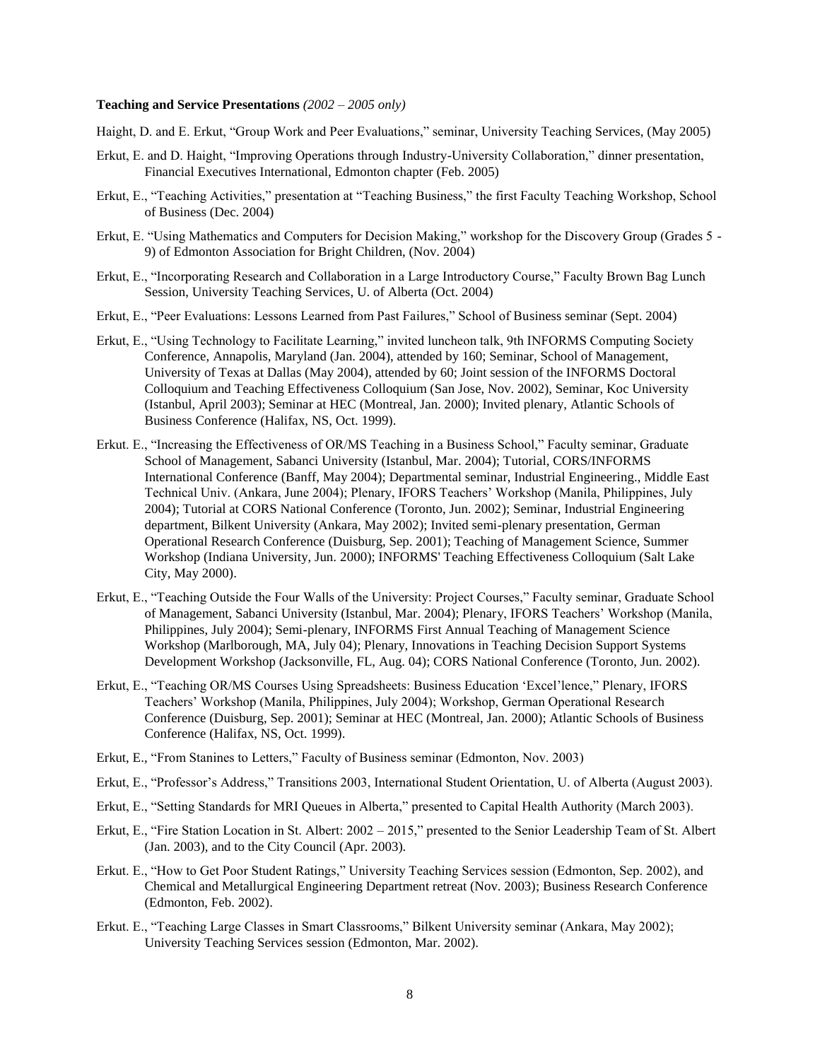**Teaching and Service Presentations** *(2002 – 2005 only)*

Haight, D. and E. Erkut, "Group Work and Peer Evaluations," seminar, University Teaching Services, (May 2005)

Erkut, E. and D. Haight, "Improving Operations through Industry-University Collaboration," dinner presentation, Financial Executives International, Edmonton chapter (Feb. 2005)

Erkut, E., "Teaching Activities," presentation at "Teaching Business," the first Faculty Teaching Workshop, School of Business (Dec. 2004)

Erkut, E. "Using Mathematics and Computers for Decision Making," workshop for the Discovery Group (Grades 5 - 9) of Edmonton Association for Bright Children, (Nov. 2004)

Erkut, E., "Incorporating Research and Collaboration in a Large Introductory Course," Faculty Brown Bag Lunch Session, University Teaching Services, U. of Alberta (Oct. 2004)

Erkut, E., "Peer Evaluations: Lessons Learned from Past Failures," School of Business seminar (Sept. 2004)

Erkut, E., "Using Technology to Facilitate Learning," invited luncheon talk, 9th INFORMS Computing Society Conference, Annapolis, Maryland (Jan. 2004), attended by 160; Seminar, School of Management, University of Texas at Dallas (May 2004), attended by 60; Joint session of the INFORMS Doctoral Colloquium and Teaching Effectiveness Colloquium (San Jose, Nov. 2002), Seminar, Koc University (Istanbul, April 2003); Seminar at HEC (Montreal, Jan. 2000); Invited plenary, Atlantic Schools of Business Conference (Halifax, NS, Oct. 1999).

Erkut. E., "Increasing the Effectiveness of OR/MS Teaching in a Business School," Faculty seminar, Graduate School of Management, Sabanci University (Istanbul, Mar. 2004); Tutorial, CORS/INFORMS International Conference (Banff, May 2004); Departmental seminar, Industrial Engineering., Middle East Technical Univ. (Ankara, June 2004); Plenary, IFORS Teachers' Workshop (Manila, Philippines, July 2004); Tutorial at CORS National Conference (Toronto, Jun. 2002); Seminar, Industrial Engineering department, Bilkent University (Ankara, May 2002); Invited semi-plenary presentation, German Operational Research Conference (Duisburg, Sep. 2001); Teaching of Management Science, Summer Workshop (Indiana University, Jun. 2000); INFORMS' Teaching Effectiveness Colloquium (Salt Lake City, May 2000).

Erkut, E., "Teaching Outside the Four Walls of the University: Project Courses," Faculty seminar, Graduate School of Management, Sabanci University (Istanbul, Mar. 2004); Plenary, IFORS Teachers' Workshop (Manila, Philippines, July 2004); Semi-plenary, INFORMS First Annual Teaching of Management Science Workshop (Marlborough, MA, July 04); Plenary, Innovations in Teaching Decision Support Systems Development Workshop (Jacksonville, FL, Aug. 04); CORS National Conference (Toronto, Jun. 2002).

Erkut, E., "Teaching OR/MS Courses Using Spreadsheets: Business Education 'Excel'lence," Plenary, IFORS Teachers' Workshop (Manila, Philippines, July 2004); Workshop, German Operational Research Conference (Duisburg, Sep. 2001); Seminar at HEC (Montreal, Jan. 2000); Atlantic Schools of Business Conference (Halifax, NS, Oct. 1999).

Erkut, E., "From Stanines to Letters," Faculty of Business seminar (Edmonton, Nov. 2003)

Erkut, E., "Professor's Address," Transitions 2003, International Student Orientation, U. of Alberta (August 2003).

Erkut, E., "Setting Standards for MRI Queues in Alberta," presented to Capital Health Authority (March 2003).

Erkut, E., "Fire Station Location in St. Albert: 2002 – 2015," presented to the Senior Leadership Team of St. Albert (Jan. 2003), and to the City Council (Apr. 2003).

Erkut. E., "How to Get Poor Student Ratings," University Teaching Services session (Edmonton, Sep. 2002), and Chemical and Metallurgical Engineering Department retreat (Nov. 2003); Business Research Conference (Edmonton, Feb. 2002).

Erkut. E., "Teaching Large Classes in Smart Classrooms," Bilkent University seminar (Ankara, May 2002); University Teaching Services session (Edmonton, Mar. 2002).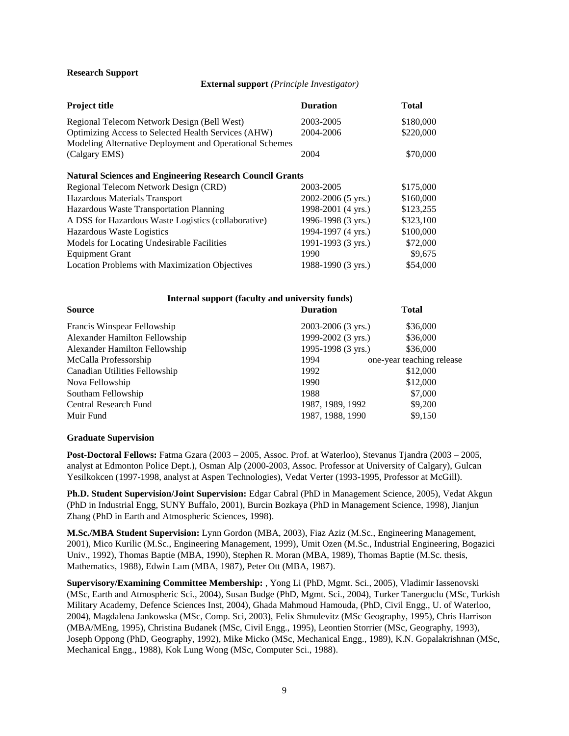**Research Support**

**External support** *(Principle Investigator)*

| **Project title** | **Duration** | **Total** |
|---|---|---|
| Regional Telecom Network Design (Bell West) | 2003-2005 | $180,000 |
| Optimizing Access to Selected Health Services (AHW) | 2004-2006 | $220,000 |
| Modeling Alternative Deployment and Operational Schemes (Calgary EMS) | 2004 | $70,000 |
| **Natural Sciences and Engineering Research Council Grants** | | |
| Regional Telecom Network Design (CRD) | 2003-2005 | $175,000 |
| Hazardous Materials Transport | 2002-2006 (5 yrs.) | $160,000 |
| Hazardous Waste Transportation Planning | 1998-2001 (4 yrs.) | $123,255 |
| A DSS for Hazardous Waste Logistics (collaborative) | 1996-1998 (3 yrs.) | $323,100 |
| Hazardous Waste Logistics | 1994-1997 (4 yrs.) | $100,000 |
| Models for Locating Undesirable Facilities | 1991-1993 (3 yrs.) | $72,000 |
| Equipment Grant | 1990 | $9,675 |
| Location Problems with Maximization Objectives | 1988-1990 (3 yrs.) | $54,000 |

**Internal support (faculty and university funds)**

| **Source** | **Duration** | **Total** |
|---|---|---|
| Francis Winspear Fellowship | 2003-2006 (3 yrs.) | $36,000 |
| Alexander Hamilton Fellowship | 1999-2002 (3 yrs.) | $36,000 |
| Alexander Hamilton Fellowship | 1995-1998 (3 yrs.) | $36,000 |
| McCalla Professorship | 1994 | one-year teaching release |
| Canadian Utilities Fellowship | 1992 | $12,000 |
| Nova Fellowship | 1990 | $12,000 |
| Southam Fellowship | 1988 | $7,000 |
| Central Research Fund | 1987, 1989, 1992 | $9,200 |
| Muir Fund | 1987, 1988, 1990 | $9,150 |

**Graduate Supervision**

**Post-Doctoral Fellows:** Fatma Gzara (2003 – 2005, Assoc. Prof. at Waterloo), Stevanus Tjandra (2003 – 2005, analyst at Edmonton Police Dept.), Osman Alp (2000-2003, Assoc. Professor at University of Calgary), Gulcan Yesilkokcen (1997-1998, analyst at Aspen Technologies), Vedat Verter (1993-1995, Professor at McGill).

**Ph.D. Student Supervision/Joint Supervision:** Edgar Cabral (PhD in Management Science, 2005), Vedat Akgun (PhD in Industrial Engg, SUNY Buffalo, 2001), Burcin Bozkaya (PhD in Management Science, 1998), Jianjun Zhang (PhD in Earth and Atmospheric Sciences, 1998).

**M.Sc./MBA Student Supervision:** Lynn Gordon (MBA, 2003), Fiaz Aziz (M.Sc., Engineering Management, 2001), Mico Kurilic (M.Sc., Engineering Management, 1999), Umit Ozen (M.Sc., Industrial Engineering, Bogazici Univ., 1992), Thomas Baptie (MBA, 1990), Stephen R. Moran (MBA, 1989), Thomas Baptie (M.Sc. thesis, Mathematics, 1988), Edwin Lam (MBA, 1987), Peter Ott (MBA, 1987).

**Supervisory/Examining Committee Membership:** , Yong Li (PhD, Mgmt. Sci., 2005), Vladimir Iassenovski (MSc, Earth and Atmospheric Sci., 2004), Susan Budge (PhD, Mgmt. Sci., 2004), Turker Tanerguclu (MSc, Turkish Military Academy, Defence Sciences Inst, 2004), Ghada Mahmoud Hamouda, (PhD, Civil Engg., U. of Waterloo, 2004), Magdalena Jankowska (MSc, Comp. Sci, 2003), Felix Shmulevitz (MSc Geography, 1995), Chris Harrison (MBA/MEng, 1995), Christina Budanek (MSc, Civil Engg., 1995), Leontien Storrier (MSc, Geography, 1993), Joseph Oppong (PhD, Geography, 1992), Mike Micko (MSc, Mechanical Engg., 1989), K.N. Gopalakrishnan (MSc, Mechanical Engg., 1988), Kok Lung Wong (MSc, Computer Sci., 1988).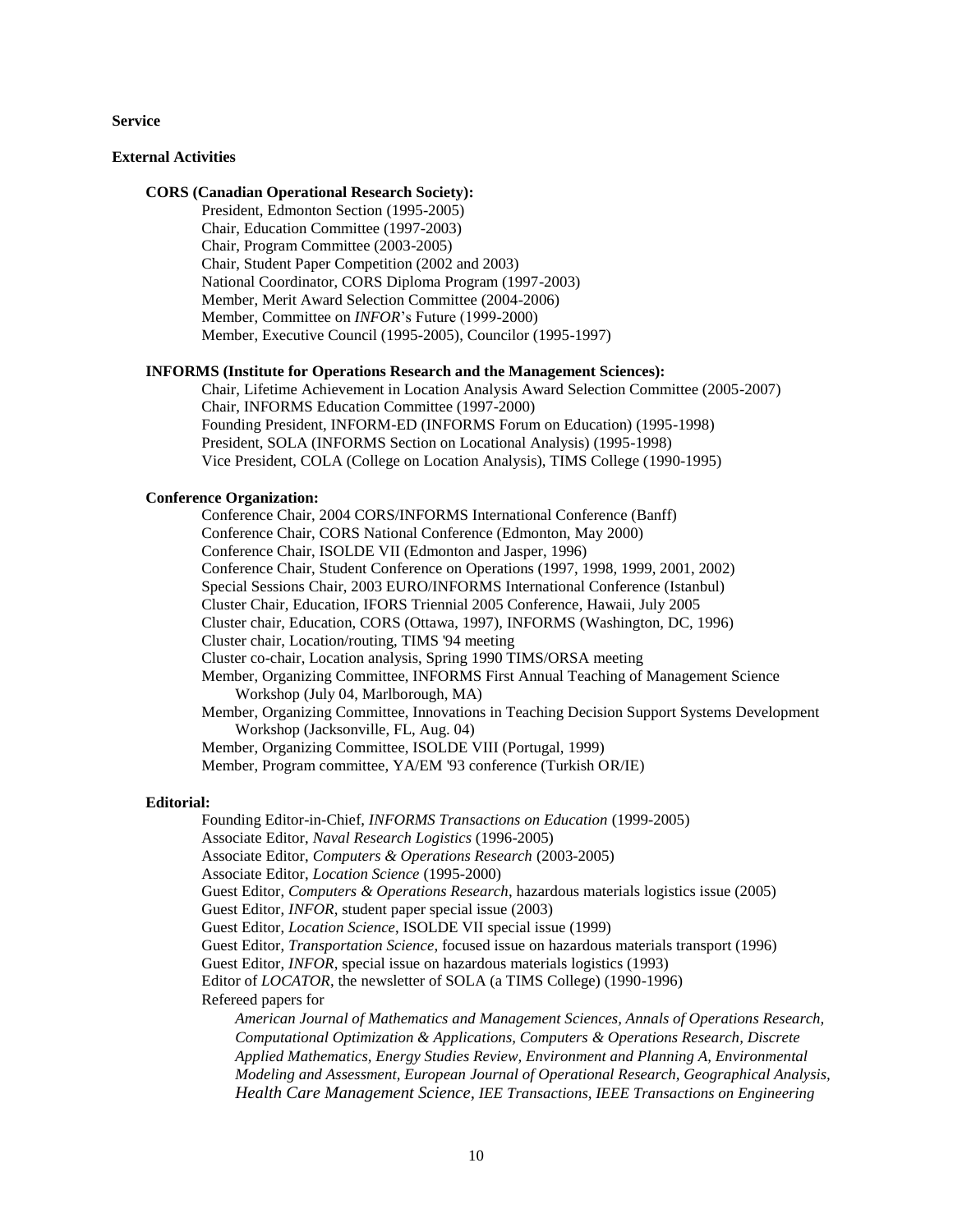**Service**

**External Activities**

**CORS (Canadian Operational Research Society):**

President, Edmonton Section (1995-2005)
Chair, Education Committee (1997-2003)
Chair, Program Committee (2003-2005)
Chair, Student Paper Competition (2002 and 2003)
National Coordinator, CORS Diploma Program (1997-2003)
Member, Merit Award Selection Committee (2004-2006)
Member, Committee on *INFOR*'s Future (1999-2000)
Member, Executive Council (1995-2005), Councilor (1995-1997)

**INFORMS (Institute for Operations Research and the Management Sciences):**

Chair, Lifetime Achievement in Location Analysis Award Selection Committee (2005-2007)
Chair, INFORMS Education Committee (1997-2000)
Founding President, INFORM-ED (INFORMS Forum on Education) (1995-1998)
President, SOLA (INFORMS Section on Locational Analysis) (1995-1998)
Vice President, COLA (College on Location Analysis), TIMS College (1990-1995)

**Conference Organization:**

Conference Chair, 2004 CORS/INFORMS International Conference (Banff)
Conference Chair, CORS National Conference (Edmonton, May 2000)
Conference Chair, ISOLDE VII (Edmonton and Jasper, 1996)
Conference Chair, Student Conference on Operations (1997, 1998, 1999, 2001, 2002)
Special Sessions Chair, 2003 EURO/INFORMS International Conference (Istanbul)
Cluster Chair, Education, IFORS Triennial 2005 Conference, Hawaii, July 2005
Cluster chair, Education, CORS (Ottawa, 1997), INFORMS (Washington, DC, 1996)
Cluster chair, Location/routing, TIMS '94 meeting
Cluster co-chair, Location analysis, Spring 1990 TIMS/ORSA meeting
Member, Organizing Committee, INFORMS First Annual Teaching of Management Science Workshop (July 04, Marlborough, MA)
Member, Organizing Committee, Innovations in Teaching Decision Support Systems Development Workshop (Jacksonville, FL, Aug. 04)
Member, Organizing Committee, ISOLDE VIII (Portugal, 1999)
Member, Program committee, YA/EM '93 conference (Turkish OR/IE)

**Editorial:**

Founding Editor-in-Chief, *INFORMS Transactions on Education* (1999-2005)
Associate Editor, *Naval Research Logistics* (1996-2005)
Associate Editor, *Computers & Operations Research* (2003-2005)
Associate Editor, *Location Science* (1995-2000)
Guest Editor, *Computers & Operations Research*, hazardous materials logistics issue (2005)
Guest Editor, *INFOR*, student paper special issue (2003)
Guest Editor, *Location Science*, ISOLDE VII special issue (1999)
Guest Editor, *Transportation Science*, focused issue on hazardous materials transport (1996)
Guest Editor, *INFOR*, special issue on hazardous materials logistics (1993)
Editor of *LOCATOR*, the newsletter of SOLA (a TIMS College) (1990-1996)
Refereed papers for

*American Journal of Mathematics and Management Sciences, Annals of Operations Research, Computational Optimization & Applications, Computers & Operations Research, Discrete Applied Mathematics, Energy Studies Review, Environment and Planning A, Environmental Modeling and Assessment, European Journal of Operational Research, Geographical Analysis, Health Care Management Science, IIE Transactions, IEEE Transactions on Engineering*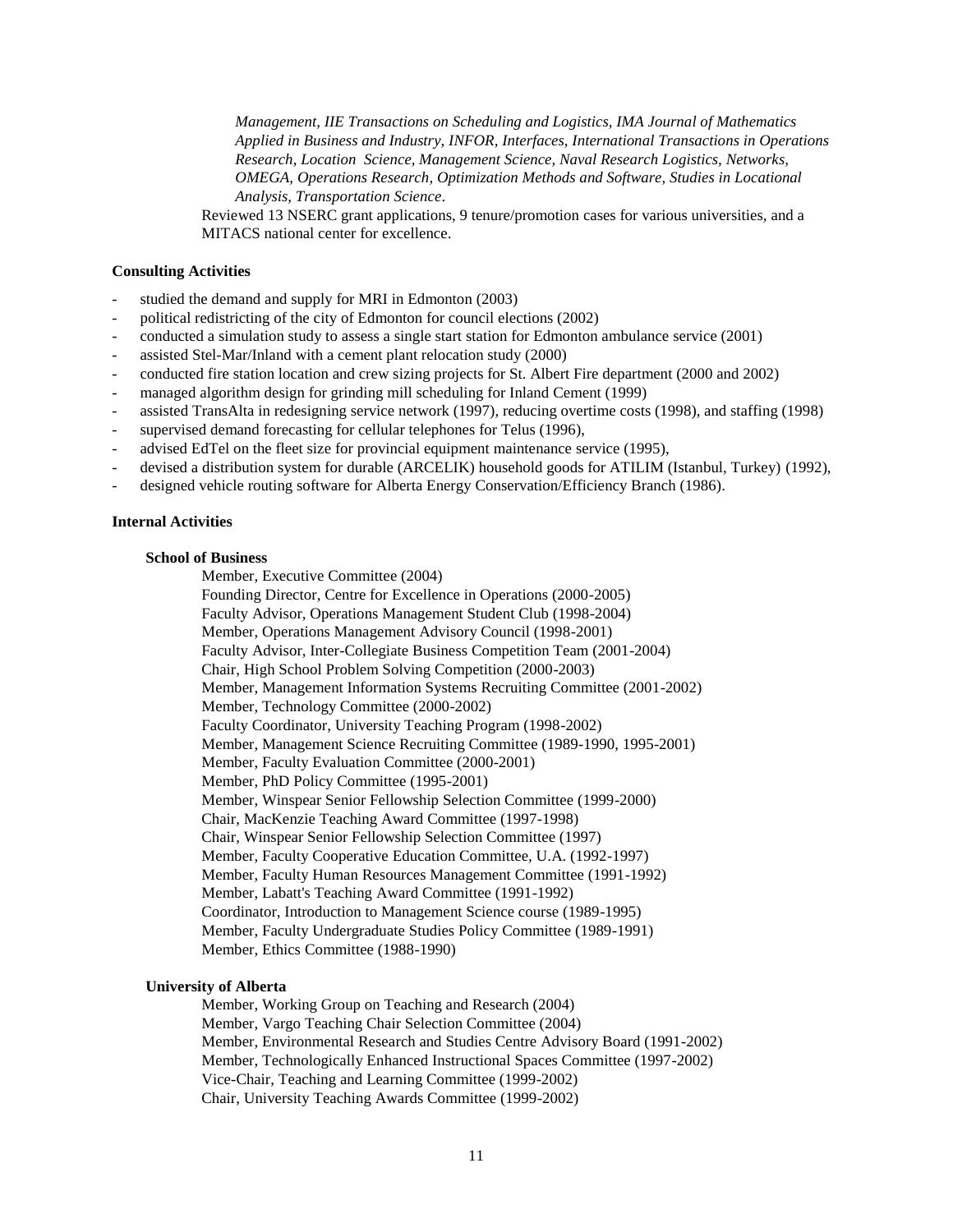*Management, IIE Transactions on Scheduling and Logistics, IMA Journal of Mathematics Applied in Business and Industry, INFOR, Interfaces, International Transactions in Operations Research, Location Science, Management Science, Naval Research Logistics, Networks, OMEGA, Operations Research, Optimization Methods and Software, Studies in Locational Analysis, Transportation Science*.

Reviewed 13 NSERC grant applications, 9 tenure/promotion cases for various universities, and a MITACS national center for excellence.

**Consulting Activities**

- studied the demand and supply for MRI in Edmonton (2003)
- political redistricting of the city of Edmonton for council elections (2002)
- conducted a simulation study to assess a single start station for Edmonton ambulance service (2001)
- assisted Stel-Mar/Inland with a cement plant relocation study (2000)
- conducted fire station location and crew sizing projects for St. Albert Fire department (2000 and 2002)
- managed algorithm design for grinding mill scheduling for Inland Cement (1999)
- assisted TransAlta in redesigning service network (1997), reducing overtime costs (1998), and staffing (1998)
- supervised demand forecasting for cellular telephones for Telus (1996),
- advised EdTel on the fleet size for provincial equipment maintenance service (1995),
- devised a distribution system for durable (ARCELIK) household goods for ATILIM (Istanbul, Turkey) (1992),
- designed vehicle routing software for Alberta Energy Conservation/Efficiency Branch (1986).

**Internal Activities**

**School of Business**

Member, Executive Committee (2004)
Founding Director, Centre for Excellence in Operations (2000-2005)
Faculty Advisor, Operations Management Student Club (1998-2004)
Member, Operations Management Advisory Council (1998-2001)
Faculty Advisor, Inter-Collegiate Business Competition Team (2001-2004)
Chair, High School Problem Solving Competition (2000-2003)
Member, Management Information Systems Recruiting Committee (2001-2002)
Member, Technology Committee (2000-2002)
Faculty Coordinator, University Teaching Program (1998-2002)
Member, Management Science Recruiting Committee (1989-1990, 1995-2001)
Member, Faculty Evaluation Committee (2000-2001)
Member, PhD Policy Committee (1995-2001)
Member, Winspear Senior Fellowship Selection Committee (1999-2000)
Chair, MacKenzie Teaching Award Committee (1997-1998)
Chair, Winspear Senior Fellowship Selection Committee (1997)
Member, Faculty Cooperative Education Committee, U.A. (1992-1997)
Member, Faculty Human Resources Management Committee (1991-1992)
Member, Labatt's Teaching Award Committee (1991-1992)
Coordinator, Introduction to Management Science course (1989-1995)
Member, Faculty Undergraduate Studies Policy Committee (1989-1991)
Member, Ethics Committee (1988-1990)

**University of Alberta**

Member, Working Group on Teaching and Research (2004)
Member, Vargo Teaching Chair Selection Committee (2004)
Member, Environmental Research and Studies Centre Advisory Board (1991-2002)
Member, Technologically Enhanced Instructional Spaces Committee (1997-2002)
Vice-Chair, Teaching and Learning Committee (1999-2002)
Chair, University Teaching Awards Committee (1999-2002)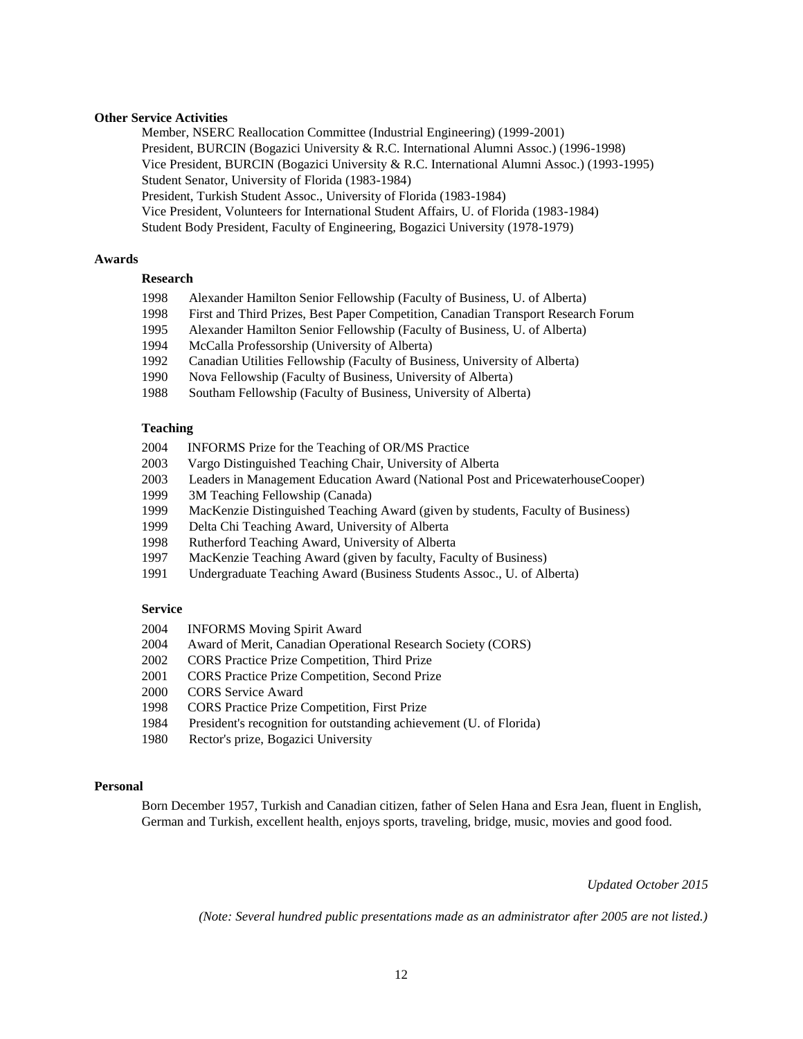**Other Service Activities**

Member, NSERC Reallocation Committee (Industrial Engineering) (1999-2001)
President, BURCIN (Bogazici University & R.C. International Alumni Assoc.) (1996-1998)
Vice President, BURCIN (Bogazici University & R.C. International Alumni Assoc.) (1993-1995)
Student Senator, University of Florida (1983-1984)
President, Turkish Student Assoc., University of Florida (1983-1984)
Vice President, Volunteers for International Student Affairs, U. of Florida (1983-1984)
Student Body President, Faculty of Engineering, Bogazici University (1978-1979)

**Awards**

**Research**

1998 Alexander Hamilton Senior Fellowship (Faculty of Business, U. of Alberta)
1998 First and Third Prizes, Best Paper Competition, Canadian Transport Research Forum
1995 Alexander Hamilton Senior Fellowship (Faculty of Business, U. of Alberta)
1994 McCalla Professorship (University of Alberta)
1992 Canadian Utilities Fellowship (Faculty of Business, University of Alberta)
1990 Nova Fellowship (Faculty of Business, University of Alberta)
1988 Southam Fellowship (Faculty of Business, University of Alberta)

**Teaching**

2004 INFORMS Prize for the Teaching of OR/MS Practice
2003 Vargo Distinguished Teaching Chair, University of Alberta
2003 Leaders in Management Education Award (National Post and PricewaterhouseCooper)
1999 3M Teaching Fellowship (Canada)
1999 MacKenzie Distinguished Teaching Award (given by students, Faculty of Business)
1999 Delta Chi Teaching Award, University of Alberta
1998 Rutherford Teaching Award, University of Alberta
1997 MacKenzie Teaching Award (given by faculty, Faculty of Business)
1991 Undergraduate Teaching Award (Business Students Assoc., U. of Alberta)

**Service**

2004 INFORMS Moving Spirit Award
2004 Award of Merit, Canadian Operational Research Society (CORS)
2002 CORS Practice Prize Competition, Third Prize
2001 CORS Practice Prize Competition, Second Prize
2000 CORS Service Award
1998 CORS Practice Prize Competition, First Prize
1984 President's recognition for outstanding achievement (U. of Florida)
1980 Rector's prize, Bogazici University

**Personal**

Born December 1957, Turkish and Canadian citizen, father of Selen Hana and Esra Jean, fluent in English, German and Turkish, excellent health, enjoys sports, traveling, bridge, music, movies and good food.

*Updated October 2015*

*(Note: Several hundred public presentations made as an administrator after 2005 are not listed.)*